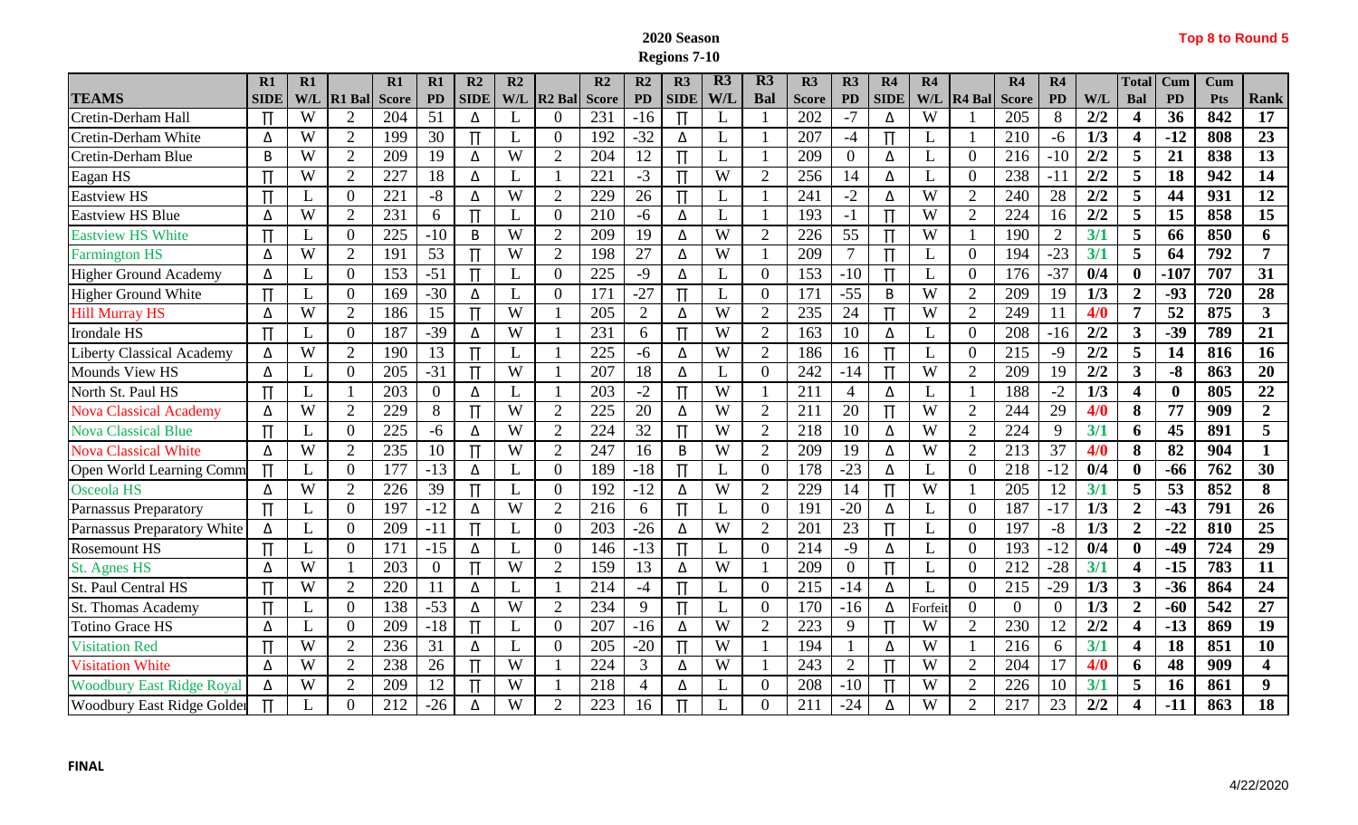**2020 Season**

**Regions 7-10**

**Top 8 to Round 5**

| TEAMS | R1 SIDE | R1 W/L | R1 Bal | R1 Score | R1 PD | R2 SIDE | R2 W/L | R2 Bal | R2 Score | R2 PD | R3 SIDE | R3 W/L | R3 Bal | R3 Score | R3 PD | R4 SIDE | R4 W/L | R4 Bal | R4 Score | R4 PD | W/L | Total Bal | Cum PD | Cum Pts | Rank |
|---|---|---|---|---|---|---|---|---|---|---|---|---|---|---|---|---|---|---|---|---|---|---|---|---|---|
| Cretin-Derham Hall | Π | W | 2 | 204 | 51 | Δ | L | 0 | 231 | -16 | Π | L | 1 | 202 | -7 | Δ | W | 1 | 205 | 8 | 2/2 | 4 | 36 | 842 | 17 |
| Cretin-Derham White | Δ | W | 2 | 199 | 30 | Π | L | 0 | 192 | -32 | Δ | L | 1 | 207 | -4 | Π | L | 1 | 210 | -6 | 1/3 | 4 | -12 | 808 | 23 |
| Cretin-Derham Blue | B | W | 2 | 209 | 19 | Δ | W | 2 | 204 | 12 | Π | L | 1 | 209 | 0 | Δ | L | 0 | 216 | -10 | 2/2 | 5 | 21 | 838 | 13 |
| Eagan HS | Π | W | 2 | 227 | 18 | Δ | L | 1 | 221 | -3 | Π | W | 2 | 256 | 14 | Δ | L | 0 | 238 | -11 | 2/2 | 5 | 18 | 942 | 14 |
| Eastview HS | Π | L | 0 | 221 | -8 | Δ | W | 2 | 229 | 26 | Π | L | 1 | 241 | -2 | Δ | W | 2 | 240 | 28 | 2/2 | 5 | 44 | 931 | 12 |
| Eastview HS Blue | Δ | W | 2 | 231 | 6 | Π | L | 0 | 210 | -6 | Δ | L | 1 | 193 | -1 | Π | W | 2 | 224 | 16 | 2/2 | 5 | 15 | 858 | 15 |
| Eastview HS White | Π | L | 0 | 225 | -10 | B | W | 2 | 209 | 19 | Δ | W | 2 | 226 | 55 | Π | W | 1 | 190 | 2 | 3/1 | 5 | 66 | 850 | 6 |
| Farmington HS | Δ | W | 2 | 191 | 53 | Π | W | 2 | 198 | 27 | Δ | W | 1 | 209 | 7 | Π | L | 0 | 194 | -23 | 3/1 | 5 | 64 | 792 | 7 |
| Higher Ground Academy | Δ | L | 0 | 153 | -51 | Π | L | 0 | 225 | -9 | Δ | L | 0 | 153 | -10 | Π | L | 0 | 176 | -37 | 0/4 | 0 | -107 | 707 | 31 |
| Higher Ground White | Π | L | 0 | 169 | -30 | Δ | L | 0 | 171 | -27 | Π | L | 0 | 171 | -55 | B | W | 2 | 209 | 19 | 1/3 | 2 | -93 | 720 | 28 |
| Hill Murray HS | Δ | W | 2 | 186 | 15 | Π | W | 1 | 205 | 2 | Δ | W | 2 | 235 | 24 | Π | W | 2 | 249 | 11 | 4/0 | 7 | 52 | 875 | 3 |
| Irondale HS | Π | L | 0 | 187 | -39 | Δ | W | 1 | 231 | 6 | Π | W | 2 | 163 | 10 | Δ | L | 0 | 208 | -16 | 2/2 | 3 | -39 | 789 | 21 |
| Liberty Classical Academy | Δ | W | 2 | 190 | 13 | Π | L | 1 | 225 | -6 | Δ | W | 2 | 186 | 16 | Π | L | 0 | 215 | -9 | 2/2 | 5 | 14 | 816 | 16 |
| Mounds View HS | Δ | L | 0 | 205 | -31 | Π | W | 1 | 207 | 18 | Δ | L | 0 | 242 | -14 | Π | W | 2 | 209 | 19 | 2/2 | 3 | -8 | 863 | 20 |
| North St. Paul HS | Π | L | 1 | 203 | 0 | Δ | L | 1 | 203 | -2 | Π | W | 1 | 211 | 4 | Δ | L | 1 | 188 | -2 | 1/3 | 4 | 0 | 805 | 22 |
| Nova Classical Academy | Δ | W | 2 | 229 | 8 | Π | W | 2 | 225 | 20 | Δ | W | 2 | 211 | 20 | Π | W | 2 | 244 | 29 | 4/0 | 8 | 77 | 909 | 2 |
| Nova Classical Blue | Π | L | 0 | 225 | -6 | Δ | W | 2 | 224 | 32 | Π | W | 2 | 218 | 10 | Δ | W | 2 | 224 | 9 | 3/1 | 6 | 45 | 891 | 5 |
| Nova Classical White | Δ | W | 2 | 235 | 10 | Π | W | 2 | 247 | 16 | B | W | 2 | 209 | 19 | Δ | W | 2 | 213 | 37 | 4/0 | 8 | 82 | 904 | 1 |
| Open World Learning Comm | Π | L | 0 | 177 | -13 | Δ | L | 0 | 189 | -18 | Π | L | 0 | 178 | -23 | Δ | L | 0 | 218 | -12 | 0/4 | 0 | -66 | 762 | 30 |
| Osceola HS | Δ | W | 2 | 226 | 39 | Π | L | 0 | 192 | -12 | Δ | W | 2 | 229 | 14 | Π | W | 1 | 205 | 12 | 3/1 | 5 | 53 | 852 | 8 |
| Parnassus Preparatory | Π | L | 0 | 197 | -12 | Δ | W | 2 | 216 | 6 | Π | L | 0 | 191 | -20 | Δ | L | 0 | 187 | -17 | 1/3 | 2 | -43 | 791 | 26 |
| Parnassus Preparatory White | Δ | L | 0 | 209 | -11 | Π | L | 0 | 203 | -26 | Δ | W | 2 | 201 | 23 | Π | L | 0 | 197 | -8 | 1/3 | 2 | -22 | 810 | 25 |
| Rosemount HS | Π | L | 0 | 171 | -15 | Δ | L | 0 | 146 | -13 | Π | L | 0 | 214 | -9 | Δ | L | 0 | 193 | -12 | 0/4 | 0 | -49 | 724 | 29 |
| St. Agnes HS | Δ | W | 1 | 203 | 0 | Π | W | 2 | 159 | 13 | Δ | W | 1 | 209 | 0 | Π | L | 0 | 212 | -28 | 3/1 | 4 | -15 | 783 | 11 |
| St. Paul Central HS | Π | W | 2 | 220 | 11 | Δ | L | 1 | 214 | -4 | Π | L | 0 | 215 | -14 | Δ | L | 0 | 215 | -29 | 1/3 | 3 | -36 | 864 | 24 |
| St. Thomas Academy | Π | L | 0 | 138 | -53 | Δ | W | 2 | 234 | 9 | Π | L | 0 | 170 | -16 | Δ | Forfeit | 0 | 0 | 0 | 1/3 | 2 | -60 | 542 | 27 |
| Totino Grace HS | Δ | L | 0 | 209 | -18 | Π | L | 0 | 207 | -16 | Δ | W | 2 | 223 | 9 | Π | W | 2 | 230 | 12 | 2/2 | 4 | -13 | 869 | 19 |
| Visitation Red | Π | W | 2 | 236 | 31 | Δ | L | 0 | 205 | -20 | Π | W | 1 | 194 | 1 | Δ | W | 1 | 216 | 6 | 3/1 | 4 | 18 | 851 | 10 |
| Visitation White | Δ | W | 2 | 238 | 26 | Π | W | 1 | 224 | 3 | Δ | W | 1 | 243 | 2 | Π | W | 2 | 204 | 17 | 4/0 | 6 | 48 | 909 | 4 |
| Woodbury East Ridge Royal | Δ | W | 2 | 209 | 12 | Π | W | 1 | 218 | 4 | Δ | L | 0 | 208 | -10 | Π | W | 2 | 226 | 10 | 3/1 | 5 | 16 | 861 | 9 |
| Woodbury East Ridge Golden | Π | L | 0 | 212 | -26 | Δ | W | 2 | 223 | 16 | Π | L | 0 | 211 | -24 | Δ | W | 2 | 217 | 23 | 2/2 | 4 | -11 | 863 | 18 |

**FINAL**

4/22/2020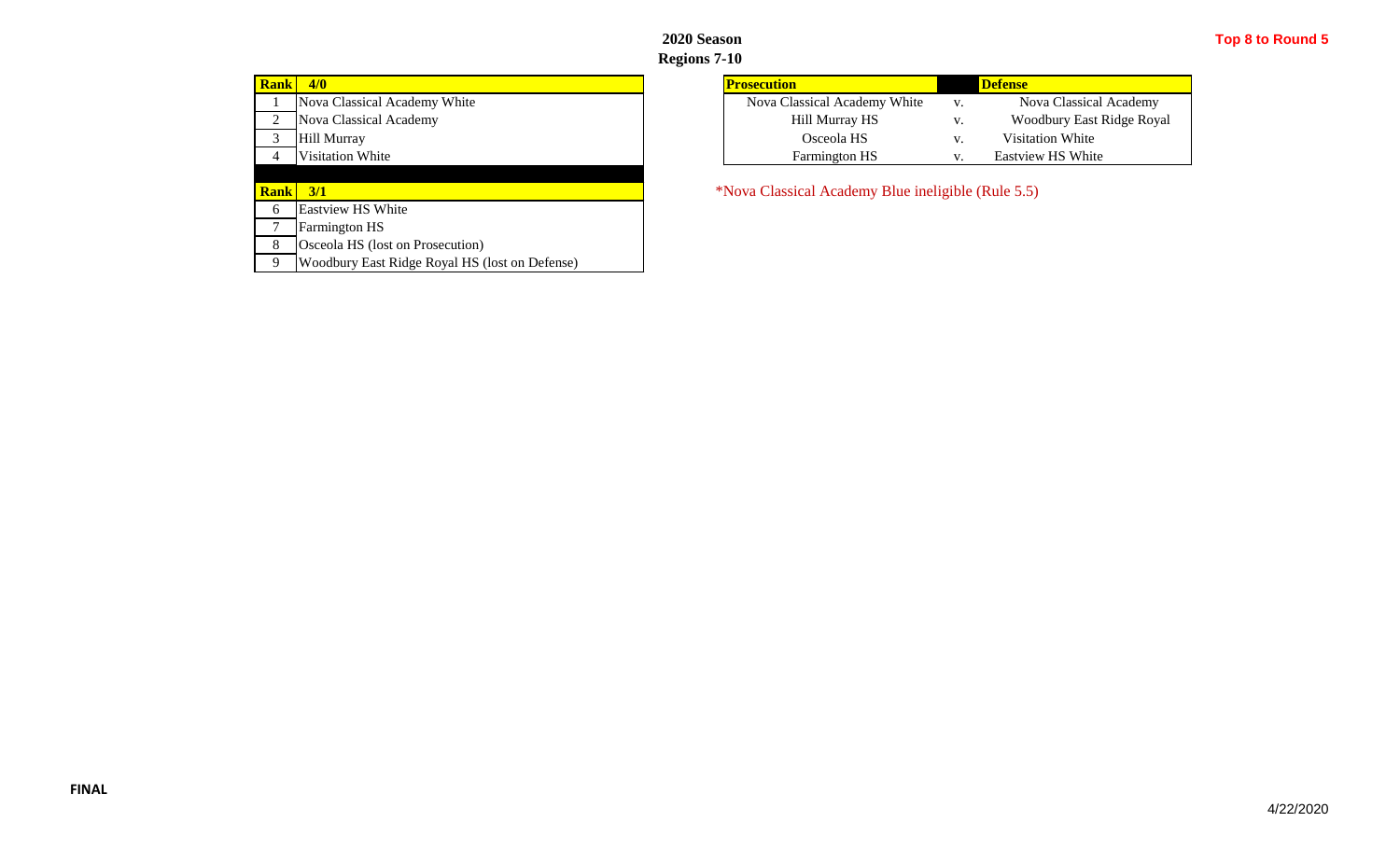**Top 8 to Round 5**

## 2020 Season
## Regions 7-10

| Rank | 4/0 |
|---|---|
| 1 | Nova Classical Academy White |
| 2 | Nova Classical Academy |
| 3 | Hill Murray |
| 4 | Visitation White |

| Rank | 3/1 |
|---|---|
| 6 | Eastview HS White |
| 7 | Farmington HS |
| 8 | Osceola HS (lost on Prosecution) |
| 9 | Woodbury East Ridge Royal HS (lost on Defense) |

| Prosecution | | Defense |
|---|---|---|
| Nova Classical Academy White | v. | Nova Classical Academy |
| Hill Murray HS | v. | Woodbury East Ridge Royal |
| Osceola HS | v. | Visitation White |
| Farmington HS | v. | Eastview HS White |

*Nova Classical Academy Blue ineligible (Rule 5.5)

**FINAL**

4/22/2020